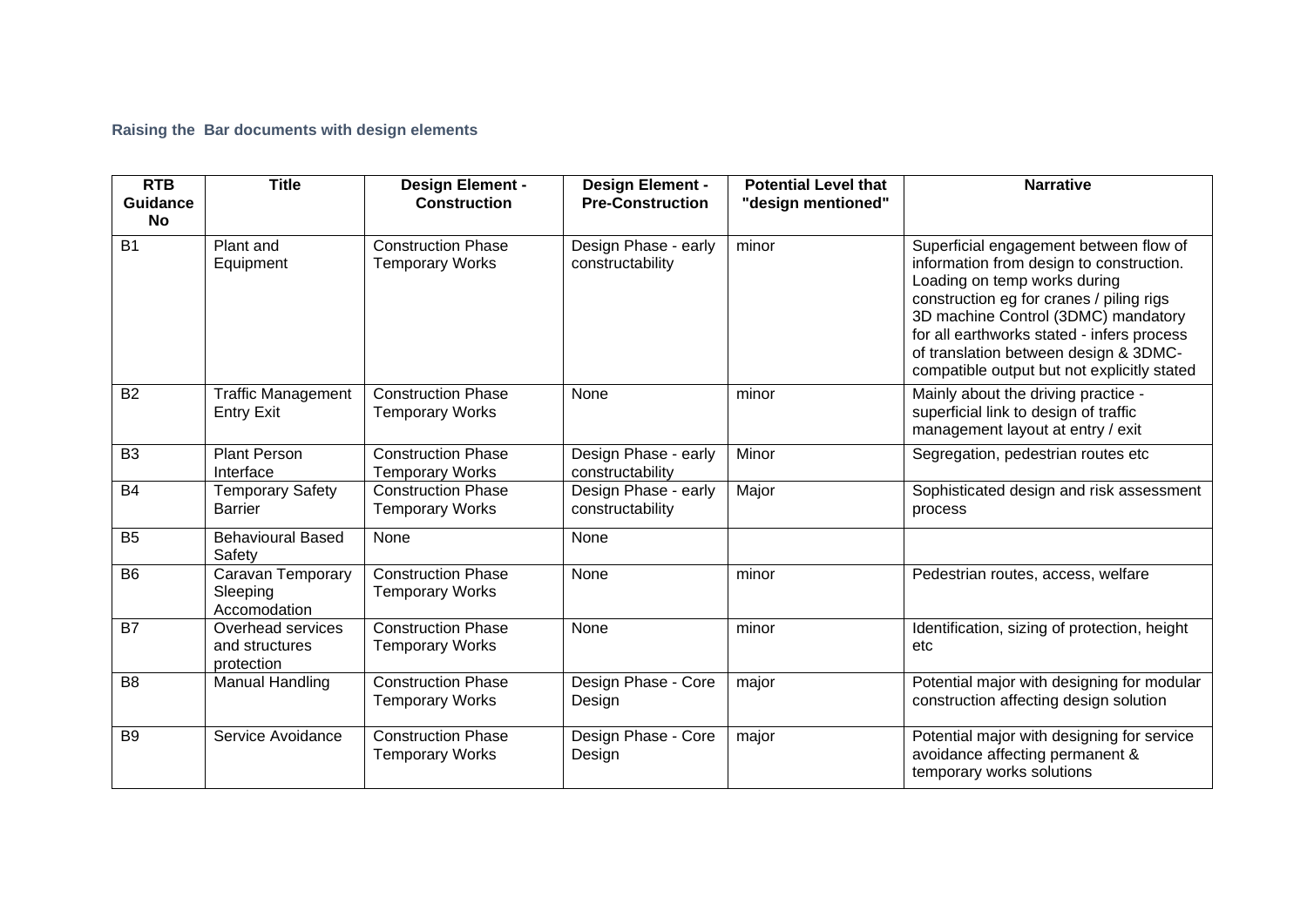### Raising the  Bar documents with design elements

| RTB Guidance No | Title | Design Element - Construction | Design Element - Pre-Construction | Potential Level that "design mentioned" | Narrative |
|---|---|---|---|---|---|
| B1 | Plant and Equipment | Construction Phase Temporary Works | Design Phase - early constructability | minor | Superficial engagement between flow of information from design to construction. Loading on temp works during construction eg for cranes / piling rigs 3D machine Control (3DMC) mandatory for all earthworks stated - infers process of translation between design & 3DMC-compatible output but not explicitly stated |
| B2 | Traffic Management Entry Exit | Construction Phase Temporary Works | None | minor | Mainly about the driving practice - superficial link to design of traffic management layout at entry / exit |
| B3 | Plant Person Interface | Construction Phase Temporary Works | Design Phase - early constructability | Minor | Segregation, pedestrian routes etc |
| B4 | Temporary Safety Barrier | Construction Phase Temporary Works | Design Phase - early constructability | Major | Sophisticated design and risk assessment process |
| B5 | Behavioural Based Safety | None | None | | |
| B6 | Caravan Temporary Sleeping Accomodation | Construction Phase Temporary Works | None | minor | Pedestrian routes, access, welfare |
| B7 | Overhead services and structures protection | Construction Phase Temporary Works | None | minor | Identification, sizing of protection, height etc |
| B8 | Manual Handling | Construction Phase Temporary Works | Design Phase - Core Design | major | Potential major with designing for modular construction affecting design solution |
| B9 | Service Avoidance | Construction Phase Temporary Works | Design Phase - Core Design | major | Potential major with designing for service avoidance affecting permanent & temporary works solutions |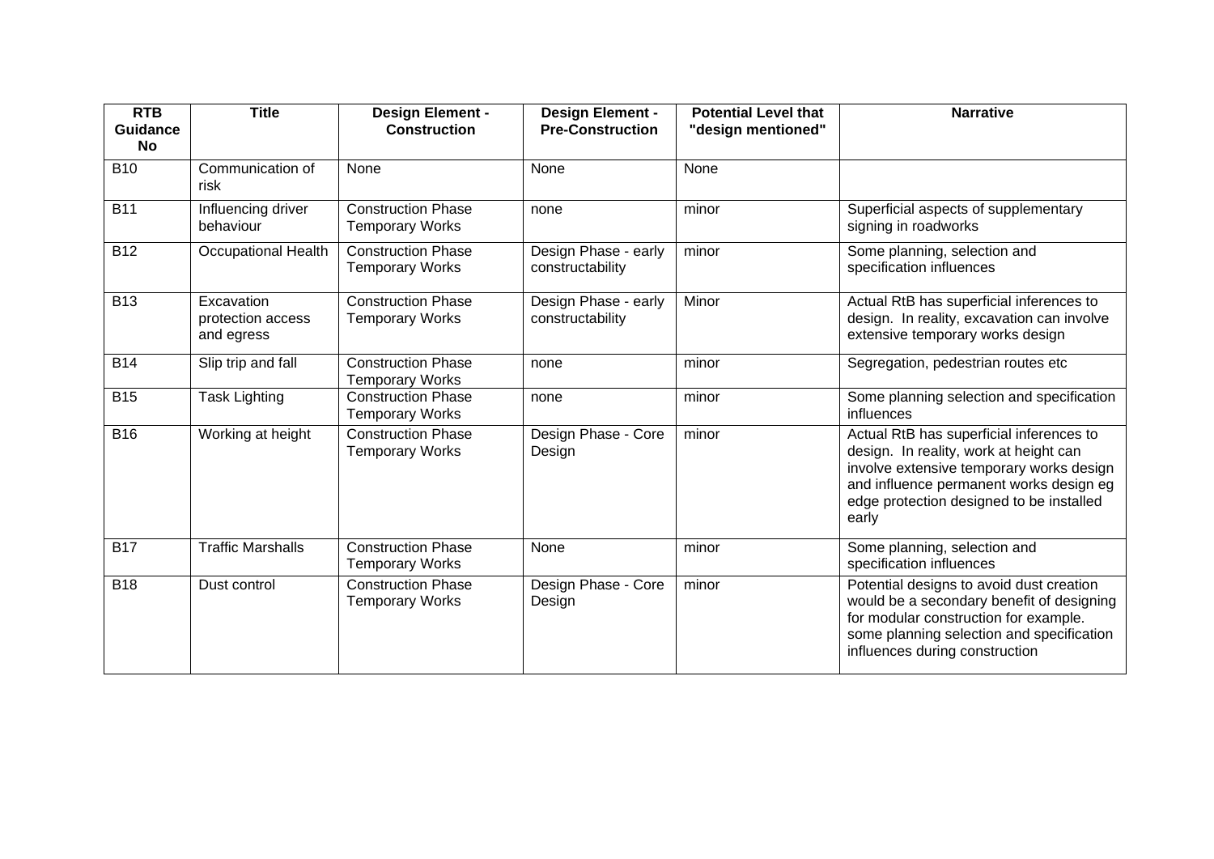| RTB Guidance No | Title | Design Element - Construction | Design Element - Pre-Construction | Potential Level that "design mentioned" | Narrative |
|---|---|---|---|---|---|
| B10 | Communication of risk | None | None | None | |
| B11 | Influencing driver behaviour | Construction Phase Temporary Works | none | minor | Superficial aspects of supplementary signing in roadworks |
| B12 | Occupational Health | Construction Phase Temporary Works | Design Phase - early constructability | minor | Some planning, selection and specification influences |
| B13 | Excavation protection access and egress | Construction Phase Temporary Works | Design Phase - early constructability | Minor | Actual RtB has superficial inferences to design. In reality, excavation can involve extensive temporary works design |
| B14 | Slip trip and fall | Construction Phase Temporary Works | none | minor | Segregation, pedestrian routes etc |
| B15 | Task Lighting | Construction Phase Temporary Works | none | minor | Some planning selection and specification influences |
| B16 | Working at height | Construction Phase Temporary Works | Design Phase - Core Design | minor | Actual RtB has superficial inferences to design. In reality, work at height can involve extensive temporary works design and influence permanent works design eg edge protection designed to be installed early |
| B17 | Traffic Marshalls | Construction Phase Temporary Works | None | minor | Some planning, selection and specification influences |
| B18 | Dust control | Construction Phase Temporary Works | Design Phase - Core Design | minor | Potential designs to avoid dust creation would be a secondary benefit of designing for modular construction for example. some planning selection and specification influences during construction |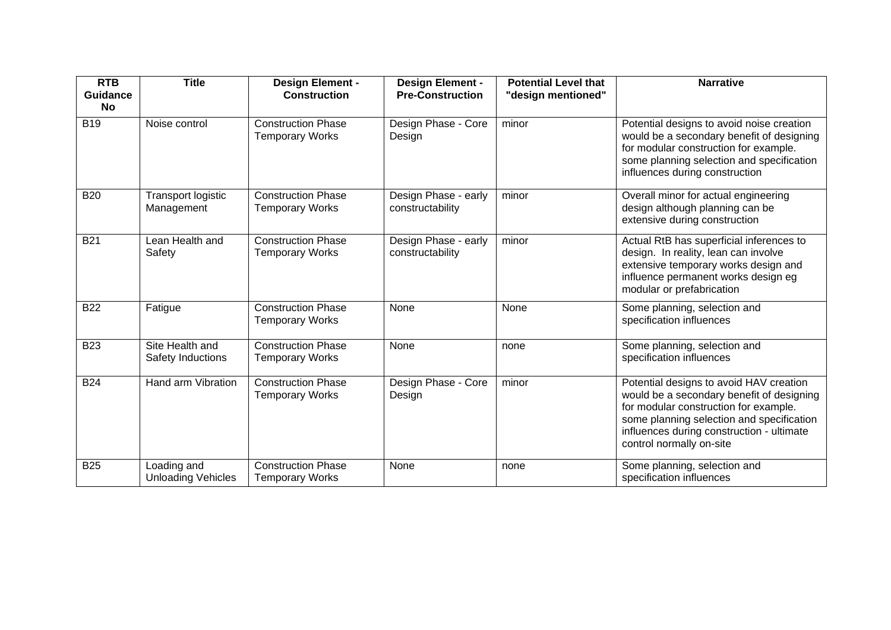| RTB Guidance No | Title | Design Element - Construction | Design Element - Pre-Construction | Potential Level that "design mentioned" | Narrative |
|---|---|---|---|---|---|
| B19 | Noise control | Construction Phase Temporary Works | Design Phase - Core Design | minor | Potential designs to avoid noise creation would be a secondary benefit of designing for modular construction for example. some planning selection and specification influences during construction |
| B20 | Transport logistic Management | Construction Phase Temporary Works | Design Phase - early constructability | minor | Overall minor for actual engineering design although planning can be extensive during construction |
| B21 | Lean Health and Safety | Construction Phase Temporary Works | Design Phase - early constructability | minor | Actual RtB has superficial inferences to design. In reality, lean can involve extensive temporary works design and influence permanent works design eg modular or prefabrication |
| B22 | Fatigue | Construction Phase Temporary Works | None | None | Some planning, selection and specification influences |
| B23 | Site Health and Safety Inductions | Construction Phase Temporary Works | None | none | Some planning, selection and specification influences |
| B24 | Hand arm Vibration | Construction Phase Temporary Works | Design Phase - Core Design | minor | Potential designs to avoid HAV creation would be a secondary benefit of designing for modular construction for example. some planning selection and specification influences during construction - ultimate control normally on-site |
| B25 | Loading and Unloading Vehicles | Construction Phase Temporary Works | None | none | Some planning, selection and specification influences |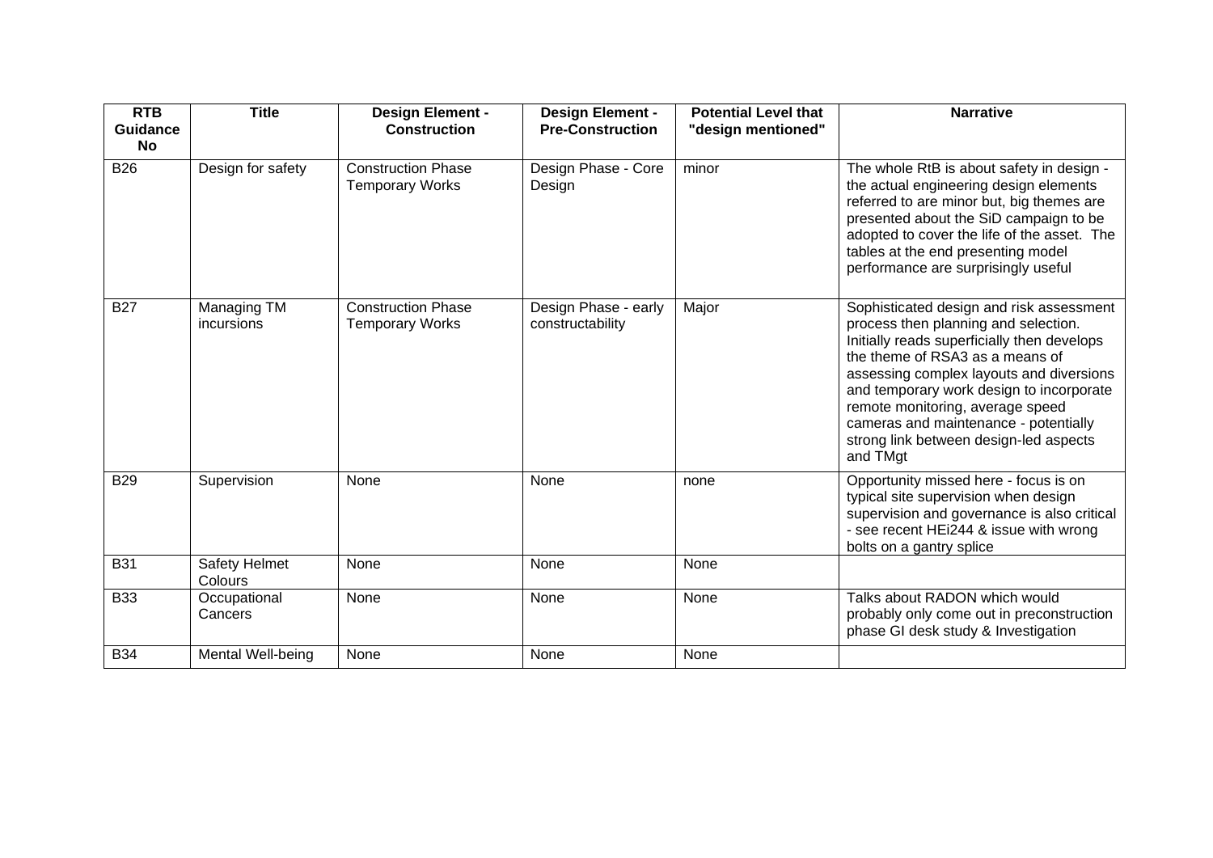| RTB Guidance No | Title | Design Element - Construction | Design Element - Pre-Construction | Potential Level that "design mentioned" | Narrative |
|---|---|---|---|---|---|
| B26 | Design for safety | Construction Phase Temporary Works | Design Phase - Core Design | minor | The whole RtB is about safety in design - the actual engineering design elements referred to are minor but, big themes are presented about the SiD campaign to be adopted to cover the life of the asset. The tables at the end presenting model performance are surprisingly useful |
| B27 | Managing TM incursions | Construction Phase Temporary Works | Design Phase - early constructability | Major | Sophisticated design and risk assessment process then planning and selection. Initially reads superficially then develops the theme of RSA3 as a means of assessing complex layouts and diversions and temporary work design to incorporate remote monitoring, average speed cameras and maintenance - potentially strong link between design-led aspects and TMgt |
| B29 | Supervision | None | None | none | Opportunity missed here - focus is on typical site supervision when design supervision and governance is also critical - see recent HEi244 & issue with wrong bolts on a gantry splice |
| B31 | Safety Helmet Colours | None | None | None | |
| B33 | Occupational Cancers | None | None | None | Talks about RADON which would probably only come out in preconstruction phase GI desk study & Investigation |
| B34 | Mental Well-being | None | None | None | |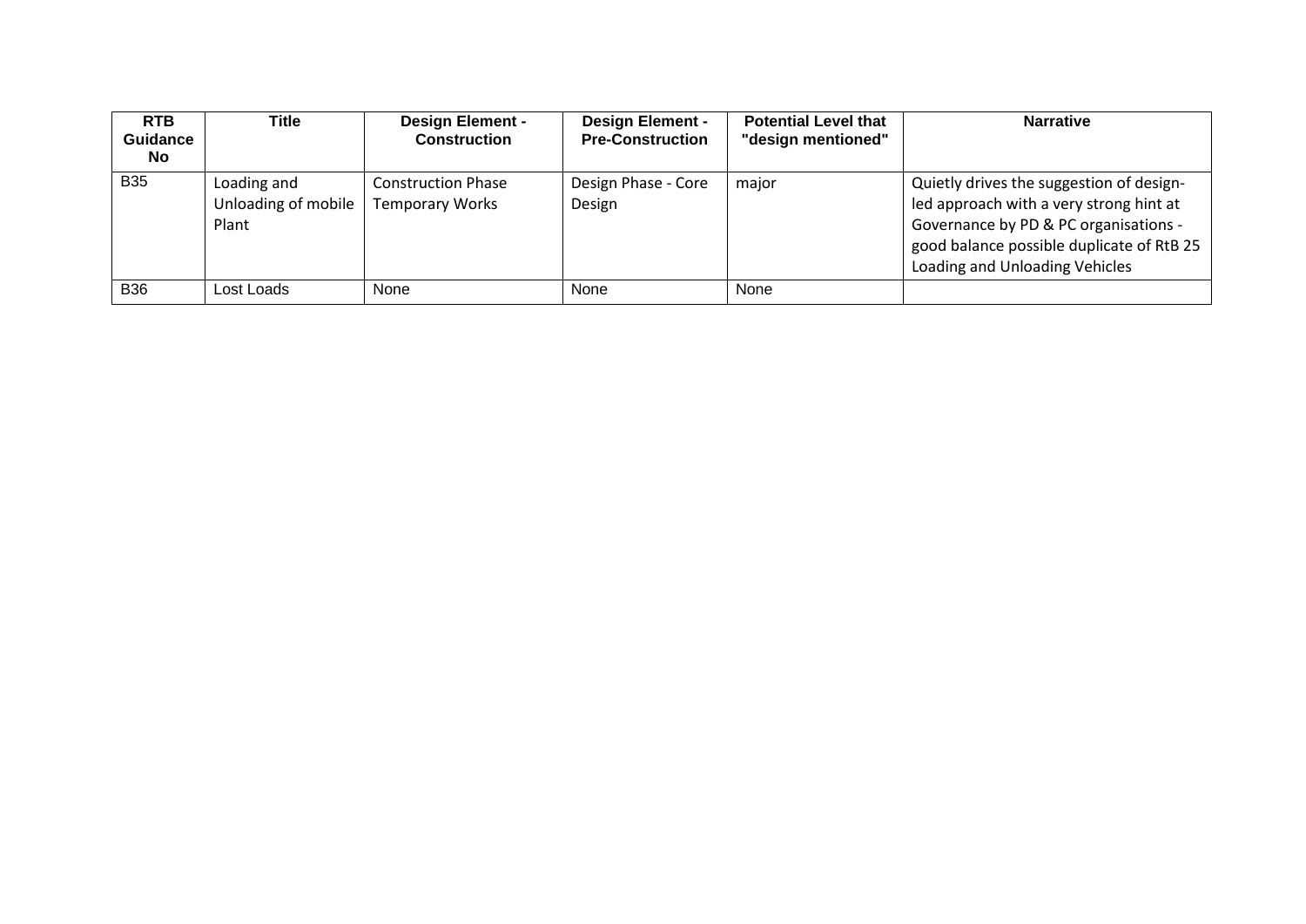| RTB Guidance No | Title | Design Element - Construction | Design Element - Pre-Construction | Potential Level that "design mentioned" | Narrative |
|---|---|---|---|---|---|
| B35 | Loading and Unloading of mobile Plant | Construction Phase Temporary Works | Design Phase - Core Design | major | Quietly drives the suggestion of design-led approach with a very strong hint at Governance by PD & PC organisations - good balance possible duplicate of RtB 25 Loading and Unloading Vehicles |
| B36 | Lost Loads | None | None | None | |